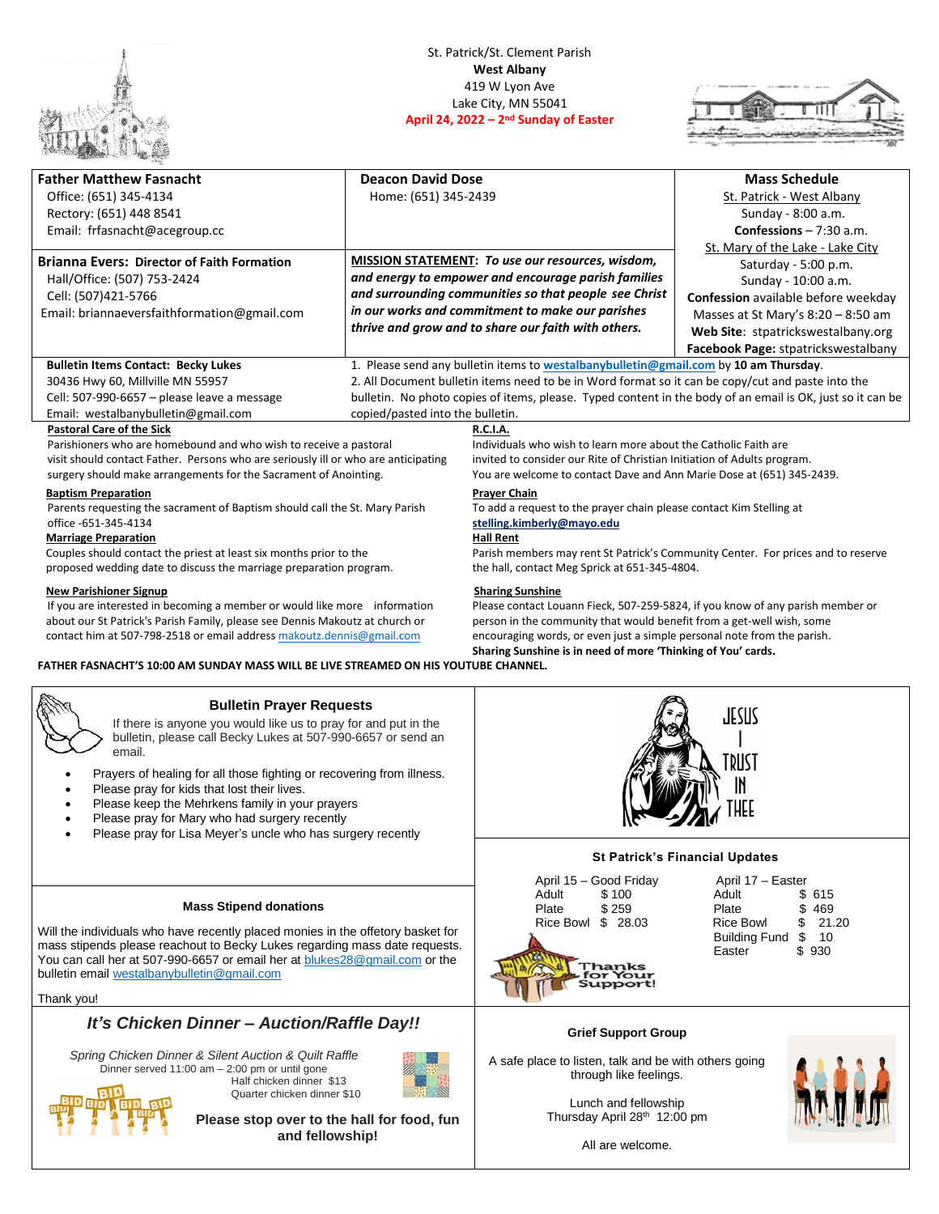St. Patrick/St. Clement Parish
**West Albany**
419 W Lyon Ave
Lake City, MN 55041
**April 24, 2022 – 2nd Sunday of Easter**

**Father Matthew Fasnacht**
Office: (651) 345-4134
Rectory: (651) 448 8541
Email: frfasnacht@acegroup.cc

**Deacon David Dose**
Home: (651) 345-2439

**Mass Schedule**
St. Patrick - West Albany
Sunday - 8:00 a.m.
**Confessions** – 7:30 a.m.
St. Mary of the Lake - Lake City
Saturday - 5:00 p.m.
Sunday - 10:00 a.m.
**Confession** available before weekday Masses at St Mary's 8:20 – 8:50 am
**Web Site**: stpatrickswestalbany.org
**Facebook Page:** stpatrickswestalbany

**Brianna Evers: Director of Faith Formation**
Hall/Office: (507) 753-2424
Cell: (507)421-5766
Email: briannaeversfaithformation@gmail.com

**MISSION STATEMENT:** ***To use our resources, wisdom, and energy to empower and encourage parish families and surrounding communities so that people see Christ in our works and commitment to make our parishes thrive and grow and to share our faith with others.***

**Bulletin Items Contact: Becky Lukes**
30436 Hwy 60, Millville MN 55957
Cell: 507-990-6657 – please leave a message
Email: westalbanybulletin@gmail.com

1. Please send any bulletin items to **westalbanybulletin@gmail.com** by **10 am Thursday**.
2. All Document bulletin items need to be in Word format so it can be copy/cut and paste into the bulletin. No photo copies of items, please. Typed content in the body of an email is OK, just so it can be copied/pasted into the bulletin.

**Pastoral Care of the Sick**
Parishioners who are homebound and who wish to receive a pastoral visit should contact Father. Persons who are seriously ill or who are anticipating surgery should make arrangements for the Sacrament of Anointing.

**Baptism Preparation**
Parents requesting the sacrament of Baptism should call the St. Mary Parish office -651-345-4134

**Marriage Preparation**
Couples should contact the priest at least six months prior to the proposed wedding date to discuss the marriage preparation program.

**New Parishioner Signup**
If you are interested in becoming a member or would like more information about our St Patrick's Parish Family, please see Dennis Makoutz at church or contact him at 507-798-2518 or email address makoutz.dennis@gmail.com

**R.C.I.A.**
Individuals who wish to learn more about the Catholic Faith are invited to consider our Rite of Christian Initiation of Adults program. You are welcome to contact Dave and Ann Marie Dose at (651) 345-2439.

**Prayer Chain**
To add a request to the prayer chain please contact Kim Stelling at **stelling.kimberly@mayo.edu**

**Hall Rent**
Parish members may rent St Patrick's Community Center. For prices and to reserve the hall, contact Meg Sprick at 651-345-4804.

**Sharing Sunshine**
Please contact Louann Fieck, 507-259-5824, if you know of any parish member or person in the community that would benefit from a get-well wish, some encouraging words, or even just a simple personal note from the parish.
**Sharing Sunshine is in need of more 'Thinking of You' cards.**

**FATHER FASNACHT'S 10:00 AM SUNDAY MASS WILL BE LIVE STREAMED ON HIS YOUTUBE CHANNEL.**

## Bulletin Prayer Requests

If there is anyone you would like us to pray for and put in the bulletin, please call Becky Lukes at 507-990-6657 or send an email.

- Prayers of healing for all those fighting or recovering from illness.
- Please pray for kids that lost their lives.
- Please keep the Mehrkens family in your prayers
- Please pray for Mary who had surgery recently
- Please pray for Lisa Meyer's uncle who has surgery recently

JESUS I TRUST IN THEE

## Mass Stipend donations

Will the individuals who have recently placed monies in the offetory basket for mass stipends please reachout to Becky Lukes regarding mass date requests. You can call her at 507-990-6657 or email her at blukes28@gmail.com or the bulletin email westalbanybulletin@gmail.com

Thank you!

## St Patrick's Financial Updates

| April 15 – Good Friday | |
|---|---|
| Adult | $ 100 |
| Plate | $ 259 |
| Rice Bowl | $ 28.03 |

| April 17 – Easter | |
|---|---|
| Adult | $ 615 |
| Plate | $ 469 |
| Rice Bowl | $ 21.20 |
| Building Fund | $ 10 |
| Easter | $ 930 |

Thanks for Your Support!

## *It's Chicken Dinner – Auction/Raffle Day!!*

*Spring Chicken Dinner & Silent Auction & Quilt Raffle*
Dinner served 11:00 am – 2:00 pm or until gone
Half chicken dinner $13
Quarter chicken dinner $10

**Please stop over to the hall for food, fun and fellowship!**

## Grief Support Group

A safe place to listen, talk and be with others going through like feelings.

Lunch and fellowship
Thursday April 28th 12:00 pm

All are welcome.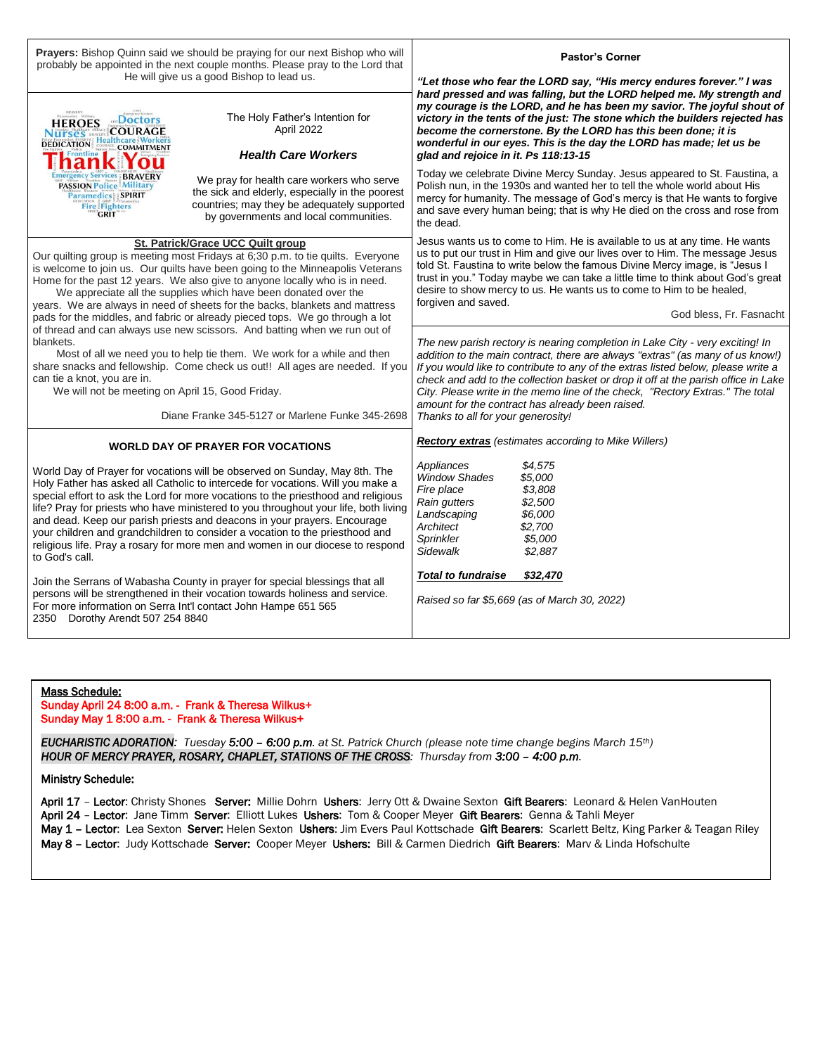**Prayers:** Bishop Quinn said we should be praying for our next Bishop who will probably be appointed in the next couple months. Please pray to the Lord that He will give us a good Bishop to lead us.

The Holy Father's Intention for April 2022

***Health Care Workers***

We pray for health care workers who serve the sick and elderly, especially in the poorest countries; may they be adequately supported by governments and local communities.

**St. Patrick/Grace UCC Quilt group**

Our quilting group is meeting most Fridays at 6;30 p.m. to tie quilts. Everyone is welcome to join us. Our quilts have been going to the Minneapolis Veterans Home for the past 12 years. We also give to anyone locally who is in need.

We appreciate all the supplies which have been donated over the years. We are always in need of sheets for the backs, blankets and mattress pads for the middles, and fabric or already pieced tops. We go through a lot of thread and can always use new scissors. And batting when we run out of blankets.

Most of all we need you to help tie them. We work for a while and then share snacks and fellowship. Come check us out!! All ages are needed. If you can tie a knot, you are in.

We will not be meeting on April 15, Good Friday.

Diane Franke 345-5127 or Marlene Funke 345-2698

**WORLD DAY OF PRAYER FOR VOCATIONS**

World Day of Prayer for vocations will be observed on Sunday, May 8th. The Holy Father has asked all Catholic to intercede for vocations. Will you make a special effort to ask the Lord for more vocations to the priesthood and religious life? Pray for priests who have ministered to you throughout your life, both living and dead. Keep our parish priests and deacons in your prayers. Encourage your children and grandchildren to consider a vocation to the priesthood and religious life. Pray a rosary for more men and women in our diocese to respond to God's call.

Join the Serrans of Wabasha County in prayer for special blessings that all persons will be strengthened in their vocation towards holiness and service. For more information on Serra Int'l contact John Hampe 651 565 2350 Dorothy Arendt 507 254 8840

**Pastor's Corner**

***"Let those who fear the LORD say, "His mercy endures forever." I was hard pressed and was falling, but the LORD helped me. My strength and my courage is the LORD, and he has been my savior. The joyful shout of victory in the tents of the just: The stone which the builders rejected has become the cornerstone. By the LORD has this been done; it is wonderful in our eyes. This is the day the LORD has made; let us be glad and rejoice in it. Ps 118:13-15***

Today we celebrate Divine Mercy Sunday. Jesus appeared to St. Faustina, a Polish nun, in the 1930s and wanted her to tell the whole world about His mercy for humanity. The message of God's mercy is that He wants to forgive and save every human being; that is why He died on the cross and rose from the dead.

Jesus wants us to come to Him. He is available to us at any time. He wants us to put our trust in Him and give our lives over to Him. The message Jesus told St. Faustina to write below the famous Divine Mercy image, is "Jesus I trust in you." Today maybe we can take a little time to think about God's great desire to show mercy to us. He wants us to come to Him to be healed, forgiven and saved.

God bless, Fr. Fasnacht

*The new parish rectory is nearing completion in Lake City - very exciting! In addition to the main contract, there are always "extras" (as many of us know!) If you would like to contribute to any of the extras listed below, please write a check and add to the collection basket or drop it off at the parish office in Lake City. Please write in the memo line of the check, "Rectory Extras." The total amount for the contract has already been raised.*
*Thanks to all for your generosity!*

***Rectory extras*** *(estimates according to Mike Willers)*

| | |
|---|---|
| *Appliances* | *$4,575* |
| *Window Shades* | *$5,000* |
| *Fire place* | *$3,808* |
| *Rain gutters* | *$2,500* |
| *Landscaping* | *$6,000* |
| *Architect* | *$2,700* |
| *Sprinkler* | *$5,000* |
| *Sidewalk* | *$2,887* |
| ***Total to fundraise*** | ***$32,470*** |

*Raised so far $5,669 (as of March 30, 2022)*

**Mass Schedule:**

Sunday April 24 8:00 a.m. - Frank & Theresa Wilkus+
Sunday May 1 8:00 a.m. - Frank & Theresa Wilkus+

*EUCHARISTIC ADORATION: Tuesday **5:00 – 6:00 p.m.** at St. Patrick Church (please note time change begins March 15th)*
*HOUR OF MERCY PRAYER, ROSARY, CHAPLET, STATIONS OF THE CROSS: Thursday from **3:00 – 4:00 p.m.***

**Ministry Schedule:**

**April 17** – **Lector**: Christy Shones **Server:** Millie Dohrn **Ushers**: Jerry Ott & Dwaine Sexton **Gift Bearers**: Leonard & Helen VanHouten
**April 24** – **Lector**: Jane Timm **Server**: Elliott Lukes **Ushers**: Tom & Cooper Meyer **Gift Bearers**: Genna & Tahli Meyer
**May 1 – Lector**: Lea Sexton **Server:** Helen Sexton **Ushers**: Jim Evers Paul Kottschade **Gift Bearers**: Scarlett Beltz, King Parker & Teagan Riley
**May 8 – Lector**: Judy Kottschade **Server:** Cooper Meyer **Ushers:** Bill & Carmen Diedrich **Gift Bearers**: Marv & Linda Hofschulte